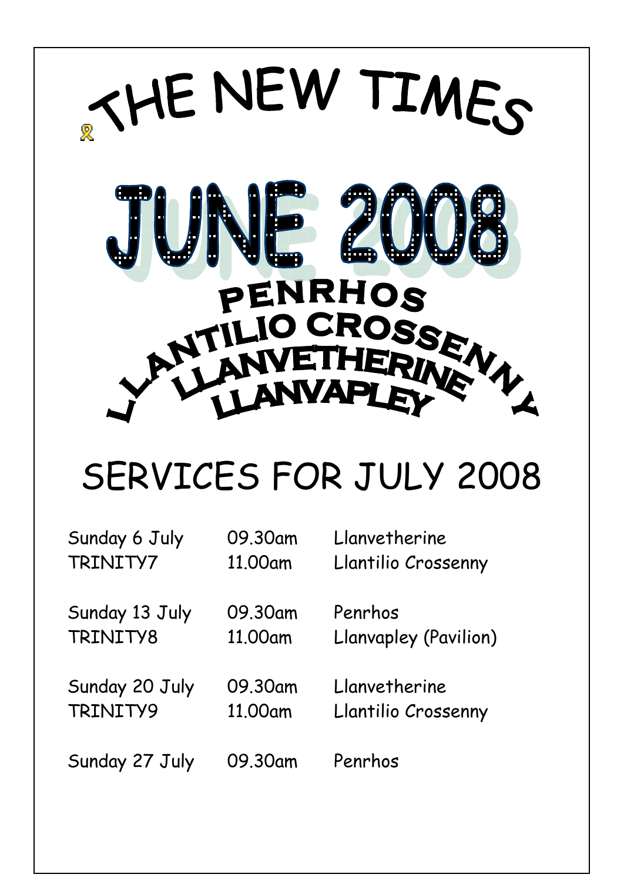# THE NEW TIMES

# JUNE 2008

## PENRHOS
## LLANTILIO CROSSENNY
## LLANVETHERINE
## LLANVAPLEY

# SERVICES FOR JULY 2008

| | | |
|---|---|---|
| Sunday 6 July | 09.30am | Llanvetherine |
| TRINITY7 | 11.00am | Llantilio Crossenny |
| Sunday 13 July | 09.30am | Penrhos |
| TRINITY8 | 11.00am | Llanvapley (Pavilion) |
| Sunday 20 July | 09.30am | Llanvetherine |
| TRINITY9 | 11.00am | Llantilio Crossenny |
| Sunday 27 July | 09.30am | Penrhos |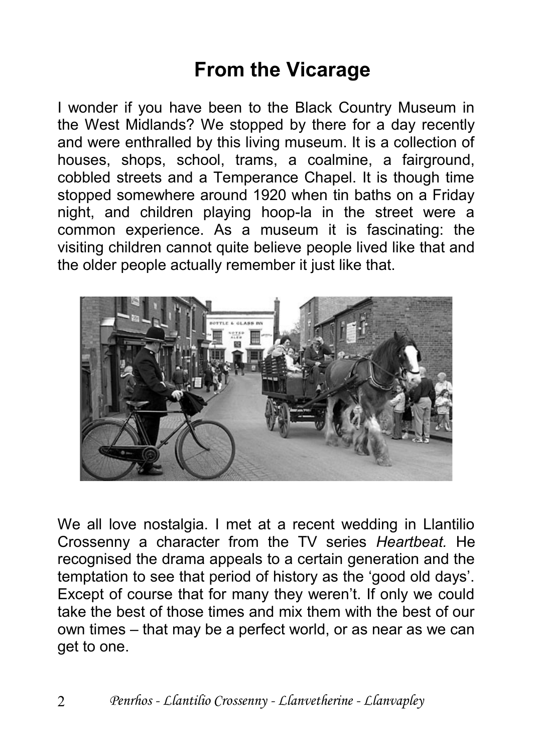# From the Vicarage

I wonder if you have been to the Black Country Museum in the West Midlands? We stopped by there for a day recently and were enthralled by this living museum. It is a collection of houses, shops, school, trams, a coalmine, a fairground, cobbled streets and a Temperance Chapel. It is though time stopped somewhere around 1920 when tin baths on a Friday night, and children playing hoop-la in the street were a common experience. As a museum it is fascinating: the visiting children cannot quite believe people lived like that and the older people actually remember it just like that.

We all love nostalgia. I met at a recent wedding in Llantilio Crossenny a character from the TV series *Heartbeat.* He recognised the drama appeals to a certain generation and the temptation to see that period of history as the 'good old days'. Except of course that for many they weren't. If only we could take the best of those times and mix them with the best of our own times – that may be a perfect world, or as near as we can get to one.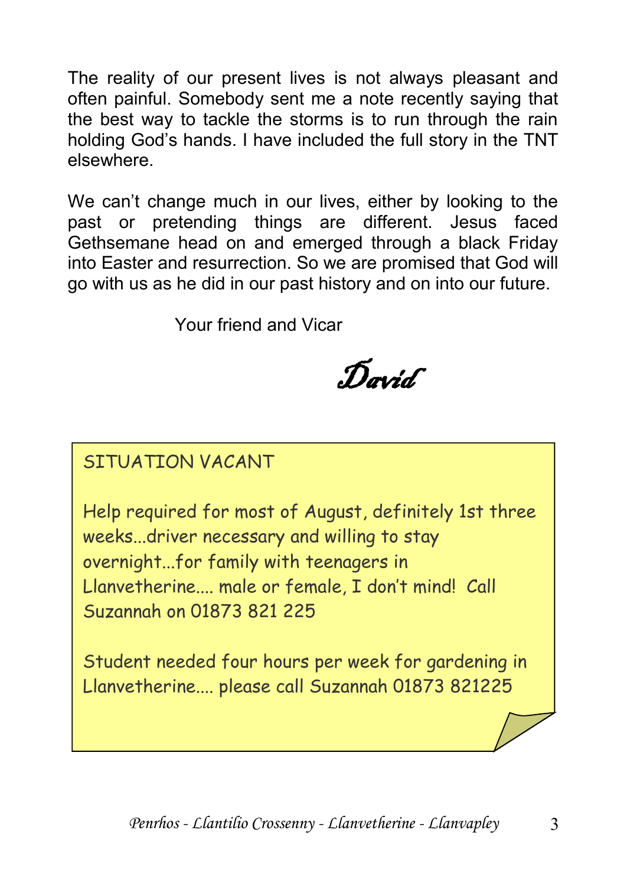The reality of our present lives is not always pleasant and often painful. Somebody sent me a note recently saying that the best way to tackle the storms is to run through the rain holding God's hands. I have included the full story in the TNT elsewhere.

We can't change much in our lives, either by looking to the past or pretending things are different. Jesus faced Gethsemane head on and emerged through a black Friday into Easter and resurrection. So we are promised that God will go with us as he did in our past history and on into our future.

Your friend and Vicar

*David*

SITUATION VACANT

Help required for most of August, definitely 1st three weeks...driver necessary and willing to stay overnight...for family with teenagers in Llanvetherine.... male or female, I don't mind! Call Suzannah on 01873 821 225

Student needed four hours per week for gardening in Llanvetherine.... please call Suzannah 01873 821225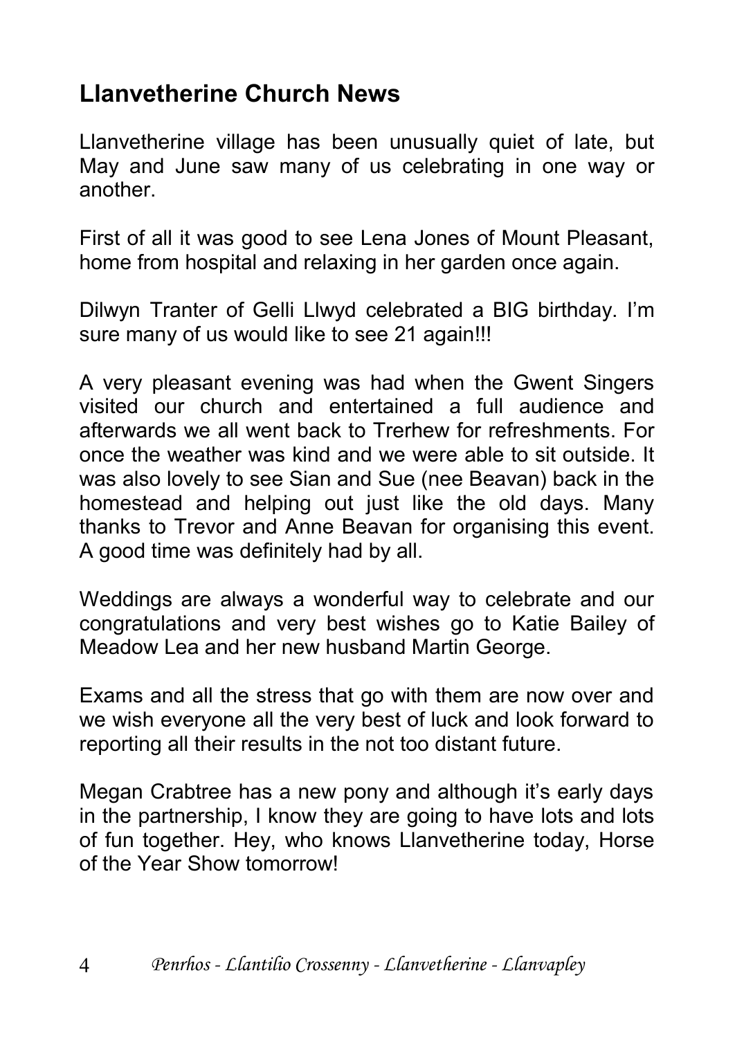## Llanvetherine Church News

Llanvetherine village has been unusually quiet of late, but May and June saw many of us celebrating in one way or another.

First of all it was good to see Lena Jones of Mount Pleasant, home from hospital and relaxing in her garden once again.

Dilwyn Tranter of Gelli Llwyd celebrated a BIG birthday. I'm sure many of us would like to see 21 again!!!

A very pleasant evening was had when the Gwent Singers visited our church and entertained a full audience and afterwards we all went back to Trerhew for refreshments. For once the weather was kind and we were able to sit outside. It was also lovely to see Sian and Sue (nee Beavan) back in the homestead and helping out just like the old days. Many thanks to Trevor and Anne Beavan for organising this event. A good time was definitely had by all.

Weddings are always a wonderful way to celebrate and our congratulations and very best wishes go to Katie Bailey of Meadow Lea and her new husband Martin George.

Exams and all the stress that go with them are now over and we wish everyone all the very best of luck and look forward to reporting all their results in the not too distant future.

Megan Crabtree has a new pony and although it's early days in the partnership, I know they are going to have lots and lots of fun together. Hey, who knows Llanvetherine today, Horse of the Year Show tomorrow!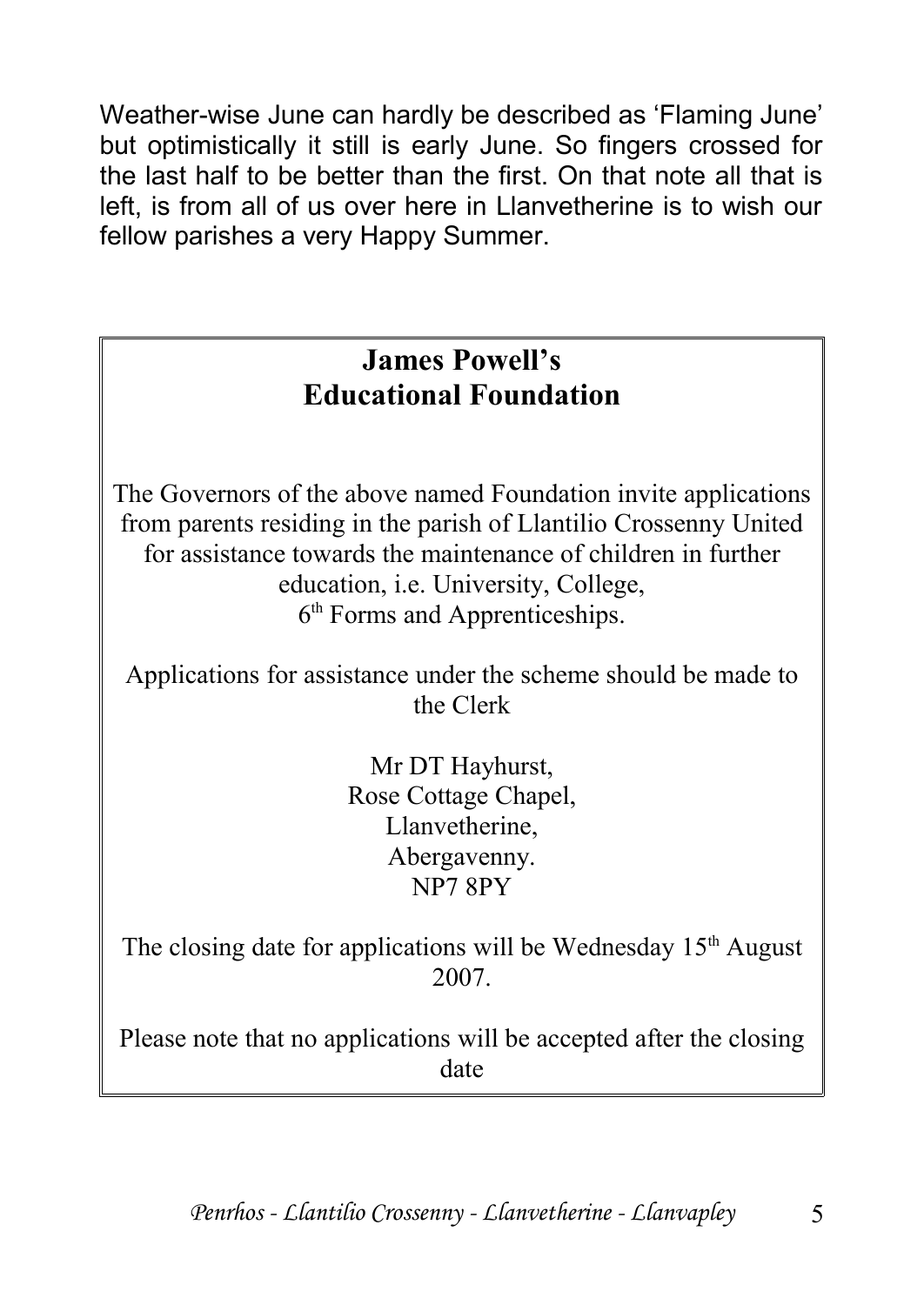Weather-wise June can hardly be described as 'Flaming June' but optimistically it still is early June. So fingers crossed for the last half to be better than the first. On that note all that is left, is from all of us over here in Llanvetherine is to wish our fellow parishes a very Happy Summer.

## James Powell's Educational Foundation

The Governors of the above named Foundation invite applications from parents residing in the parish of Llantilio Crossenny United for assistance towards the maintenance of children in further education, i.e. University, College, 6th Forms and Apprenticeships.

Applications for assistance under the scheme should be made to the Clerk

Mr DT Hayhurst,
Rose Cottage Chapel,
Llanvetherine,
Abergavenny.
NP7 8PY

The closing date for applications will be Wednesday 15th August 2007.

Please note that no applications will be accepted after the closing date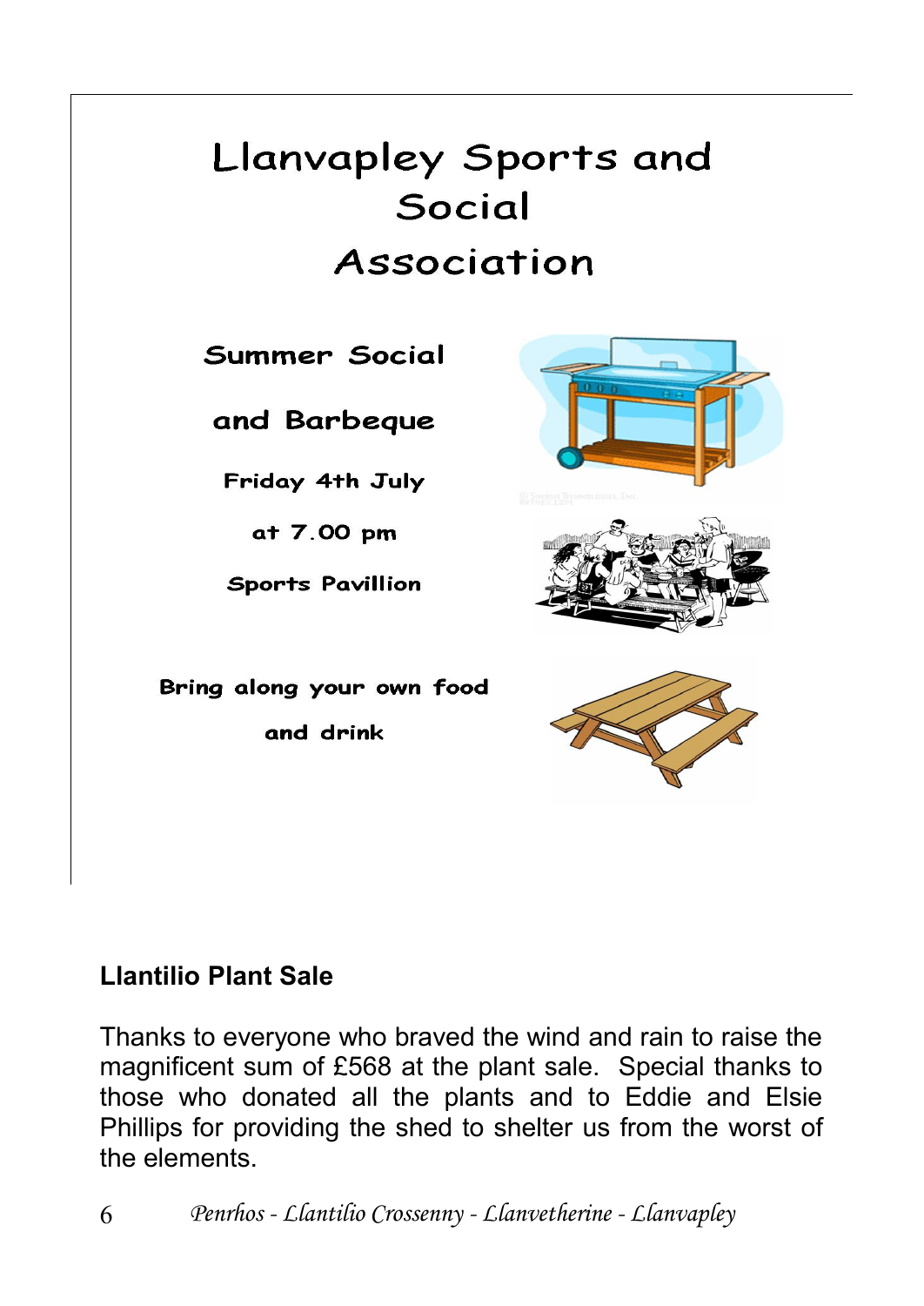# Llanvapley Sports and Social Association

**Summer Social**

**and Barbeque**

**Friday 4th July**

**at 7.00 pm**

**Sports Pavillion**

**Bring along your own food and drink**

## Llantilio Plant Sale

Thanks to everyone who braved the wind and rain to raise the magnificent sum of £568 at the plant sale. Special thanks to those who donated all the plants and to Eddie and Elsie Phillips for providing the shed to shelter us from the worst of the elements.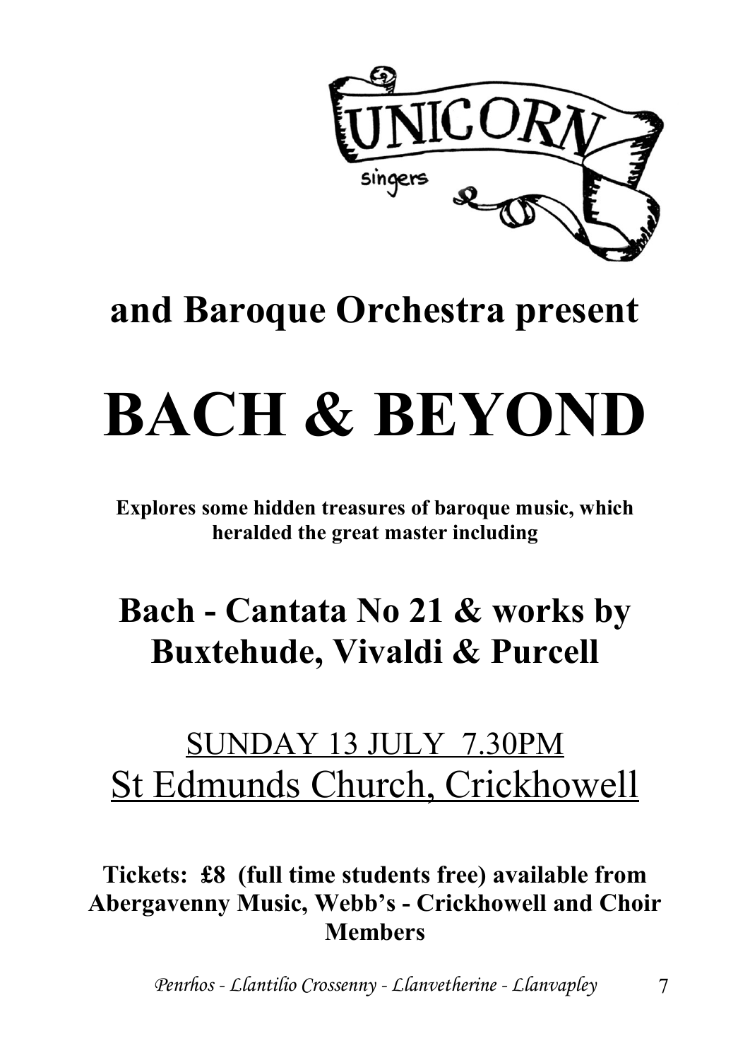UNICORN singers

## and Baroque Orchestra present

# BACH & BEYOND

**Explores some hidden treasures of baroque music, which heralded the great master including**

## Bach - Cantata No 21 & works by Buxtehude, Vivaldi & Purcell

SUNDAY 13 JULY 7.30PM
St Edmunds Church, Crickhowell

**Tickets: £8 (full time students free) available from Abergavenny Music, Webb's - Crickhowell and Choir Members**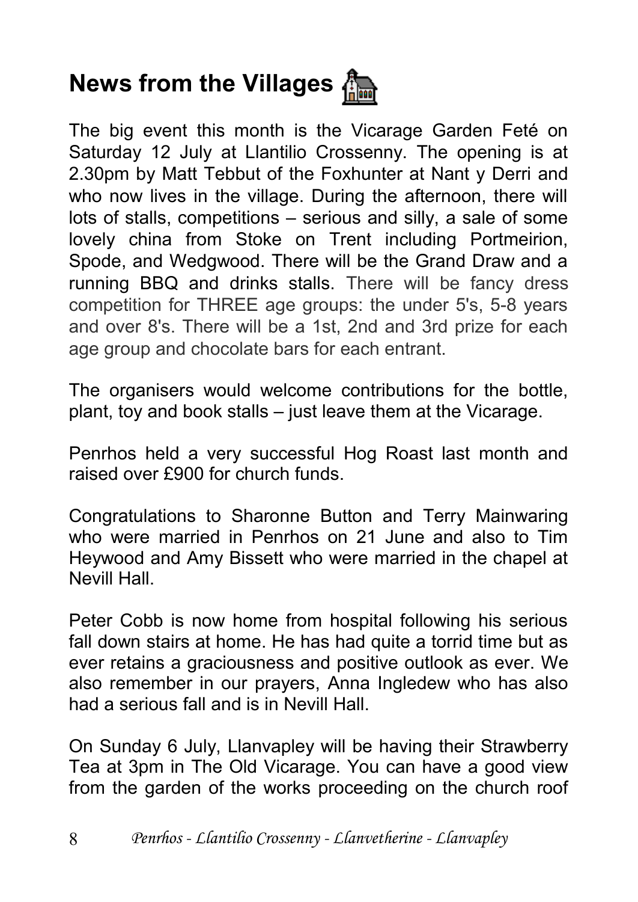# News from the Villages

The big event this month is the Vicarage Garden Feté on Saturday 12 July at Llantilio Crossenny. The opening is at 2.30pm by Matt Tebbut of the Foxhunter at Nant y Derri and who now lives in the village. During the afternoon, there will lots of stalls, competitions – serious and silly, a sale of some lovely china from Stoke on Trent including Portmeirion, Spode, and Wedgwood. There will be the Grand Draw and a running BBQ and drinks stalls. There will be fancy dress competition for THREE age groups: the under 5's, 5-8 years and over 8's. There will be a 1st, 2nd and 3rd prize for each age group and chocolate bars for each entrant.

The organisers would welcome contributions for the bottle, plant, toy and book stalls – just leave them at the Vicarage.

Penrhos held a very successful Hog Roast last month and raised over £900 for church funds.

Congratulations to Sharonne Button and Terry Mainwaring who were married in Penrhos on 21 June and also to Tim Heywood and Amy Bissett who were married in the chapel at Nevill Hall.

Peter Cobb is now home from hospital following his serious fall down stairs at home. He has had quite a torrid time but as ever retains a graciousness and positive outlook as ever. We also remember in our prayers, Anna Ingledew who has also had a serious fall and is in Nevill Hall.

On Sunday 6 July, Llanvapley will be having their Strawberry Tea at 3pm in The Old Vicarage. You can have a good view from the garden of the works proceeding on the church roof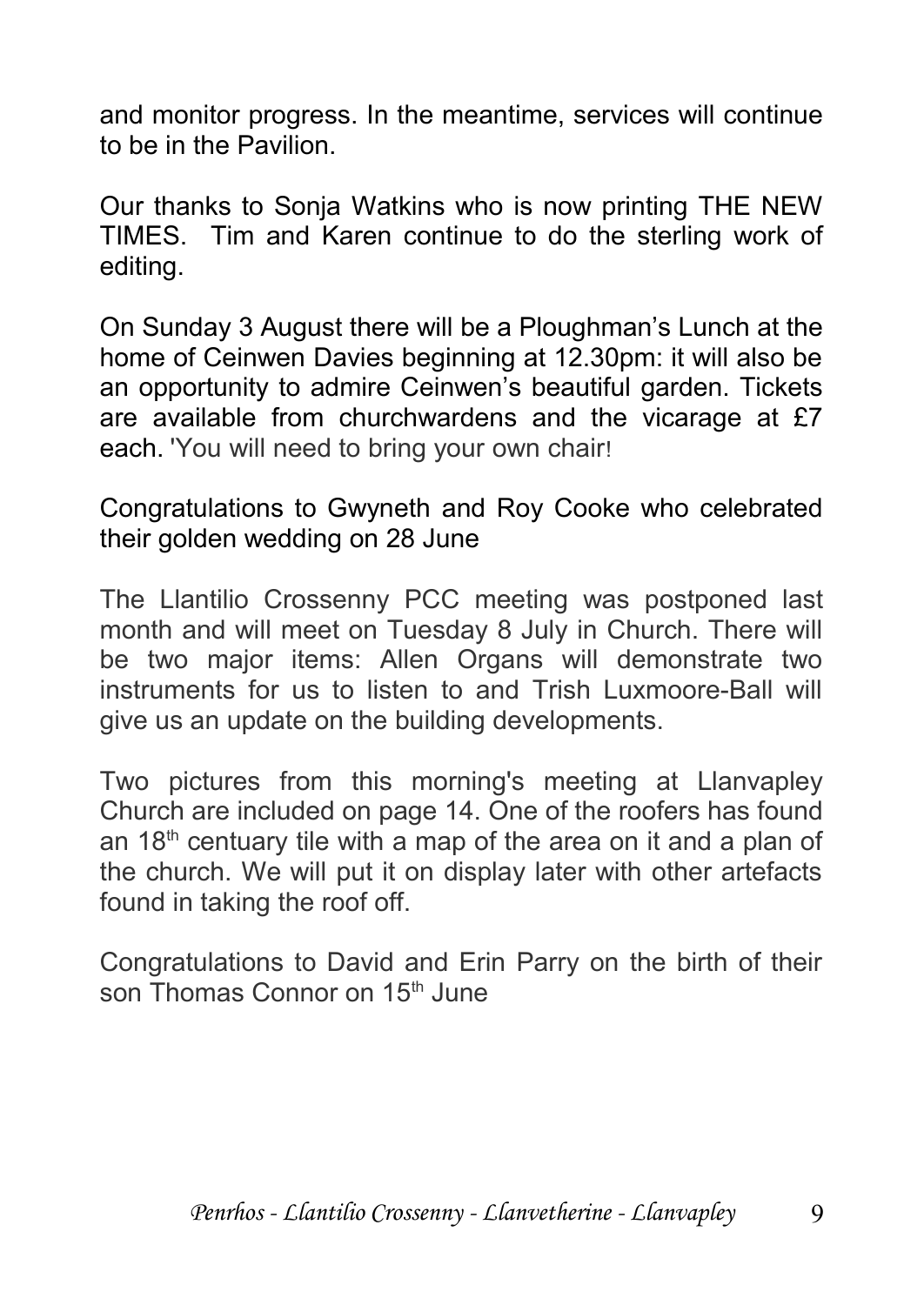and monitor progress. In the meantime, services will continue to be in the Pavilion.

Our thanks to Sonja Watkins who is now printing THE NEW TIMES. Tim and Karen continue to do the sterling work of editing.

On Sunday 3 August there will be a Ploughman's Lunch at the home of Ceinwen Davies beginning at 12.30pm: it will also be an opportunity to admire Ceinwen's beautiful garden. Tickets are available from churchwardens and the vicarage at £7 each. 'You will need to bring your own chair!

Congratulations to Gwyneth and Roy Cooke who celebrated their golden wedding on 28 June

The Llantilio Crossenny PCC meeting was postponed last month and will meet on Tuesday 8 July in Church. There will be two major items: Allen Organs will demonstrate two instruments for us to listen to and Trish Luxmoore-Ball will give us an update on the building developments.

Two pictures from this morning's meeting at Llanvapley Church are included on page 14. One of the roofers has found an 18th centuary tile with a map of the area on it and a plan of the church. We will put it on display later with other artefacts found in taking the roof off.

Congratulations to David and Erin Parry on the birth of their son Thomas Connor on 15th June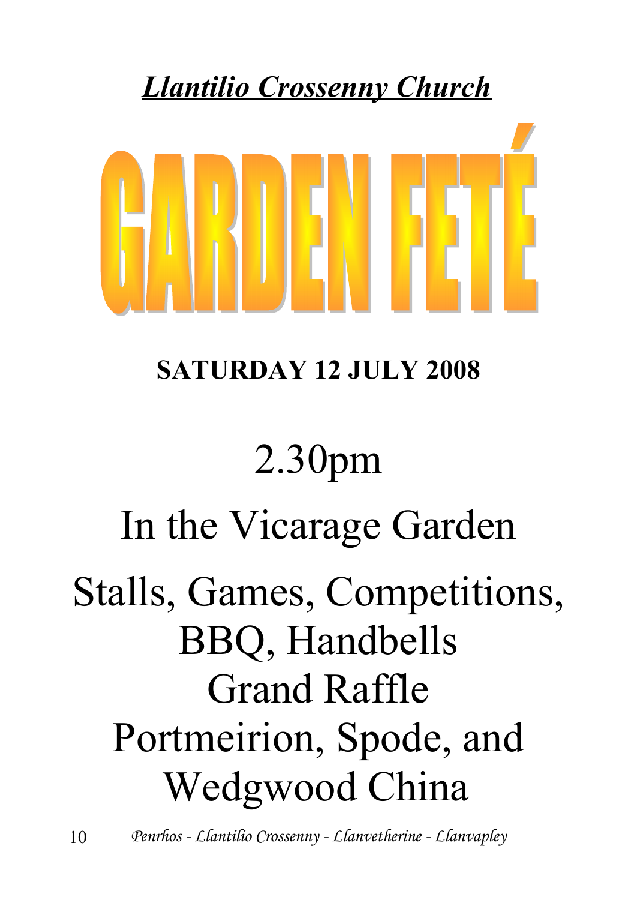***Llantilio Crossenny Church***

# GARDEN FETÉ

**SATURDAY 12 JULY 2008**

2.30pm

In the Vicarage Garden

Stalls, Games, Competitions,
BBQ, Handbells
Grand Raffle
Portmeirion, Spode, and
Wedgwood China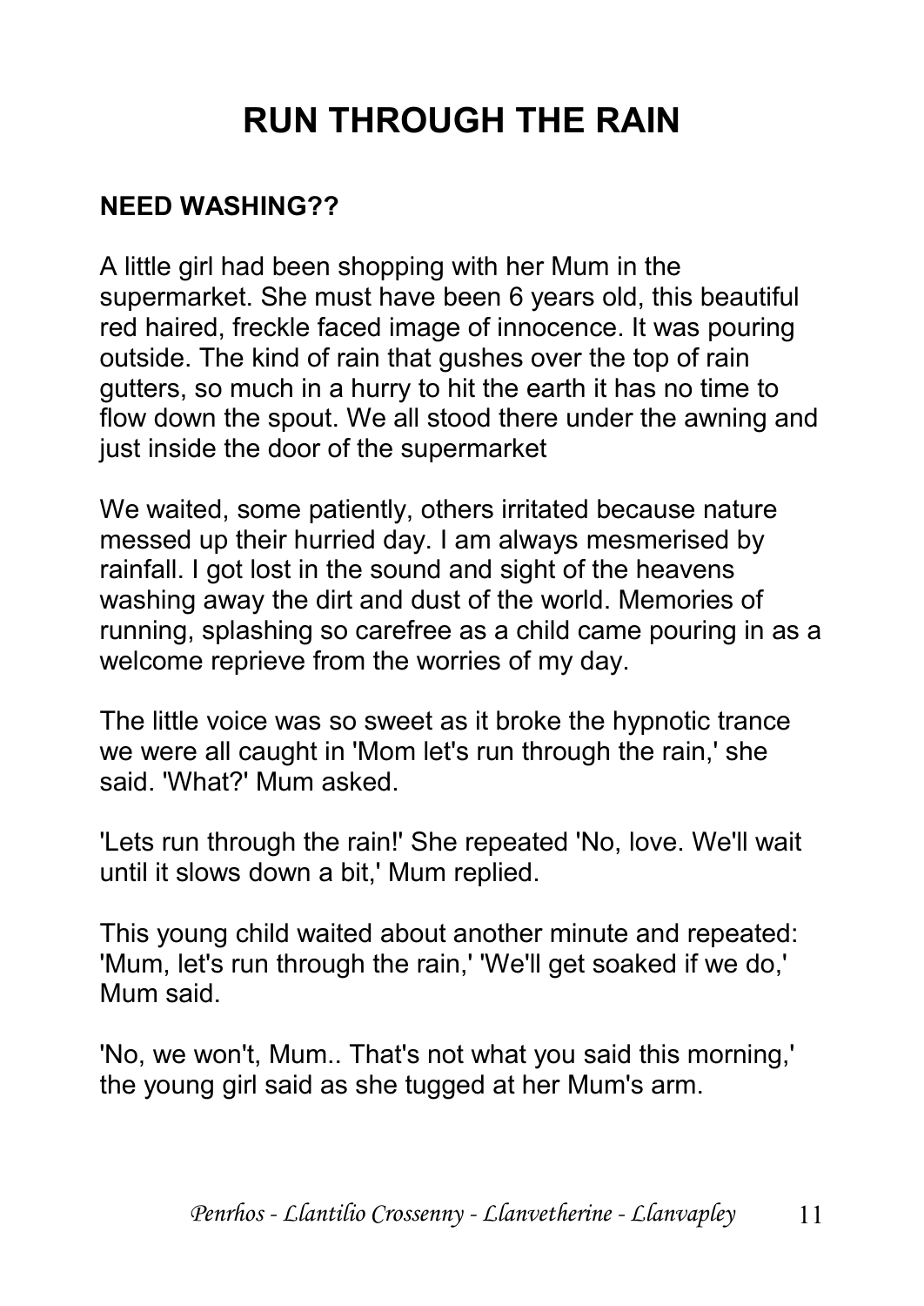# RUN THROUGH THE RAIN

**NEED WASHING??**

A little girl had been shopping with her Mum in the supermarket. She must have been 6 years old, this beautiful red haired, freckle faced image of innocence. It was pouring outside. The kind of rain that gushes over the top of rain gutters, so much in a hurry to hit the earth it has no time to flow down the spout. We all stood there under the awning and just inside the door of the supermarket

We waited, some patiently, others irritated because nature messed up their hurried day. I am always mesmerised by rainfall. I got lost in the sound and sight of the heavens washing away the dirt and dust of the world. Memories of running, splashing so carefree as a child came pouring in as a welcome reprieve from the worries of my day.

The little voice was so sweet as it broke the hypnotic trance we were all caught in 'Mom let's run through the rain,' she said. 'What?' Mum asked.

'Lets run through the rain!' She repeated 'No, love. We'll wait until it slows down a bit,' Mum replied.

This young child waited about another minute and repeated: 'Mum, let's run through the rain,' 'We'll get soaked if we do,' Mum said.

'No, we won't, Mum.. That's not what you said this morning,' the young girl said as she tugged at her Mum's arm.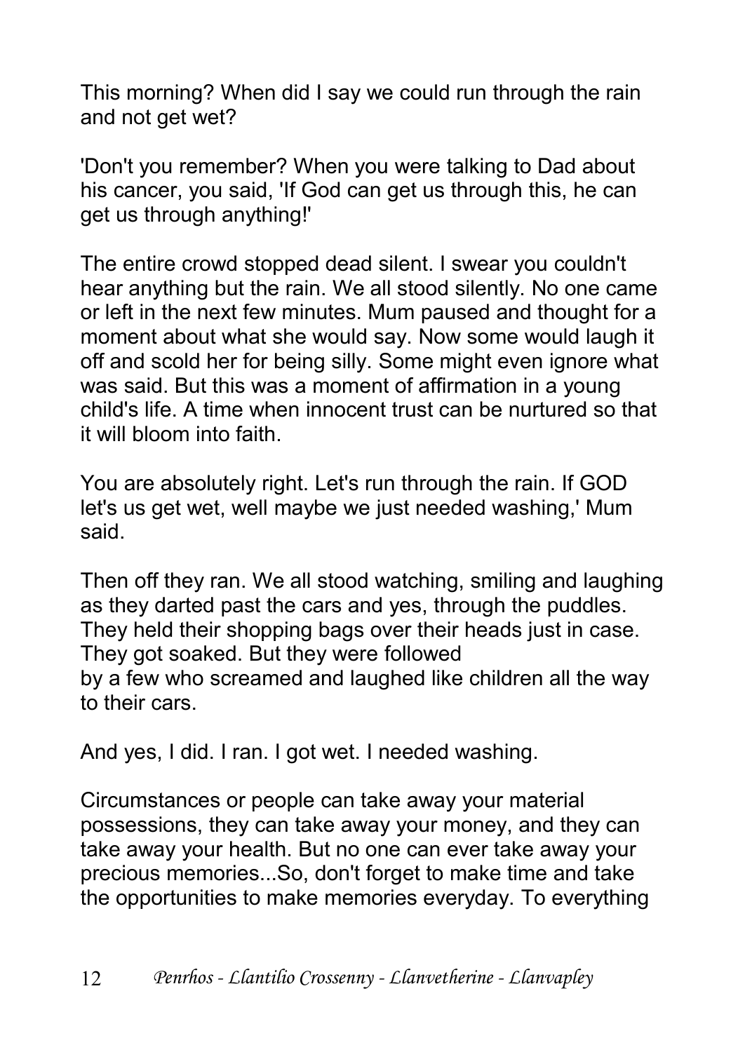This morning? When did I say we could run through the rain and not get wet?

'Don't you remember? When you were talking to Dad about his cancer, you said, 'If God can get us through this, he can get us through anything!'

The entire crowd stopped dead silent. I swear you couldn't hear anything but the rain. We all stood silently. No one came or left in the next few minutes. Mum paused and thought for a moment about what she would say. Now some would laugh it off and scold her for being silly. Some might even ignore what was said. But this was a moment of affirmation in a young child's life. A time when innocent trust can be nurtured so that it will bloom into faith.

You are absolutely right. Let's run through the rain. If GOD let's us get wet, well maybe we just needed washing,' Mum said.

Then off they ran. We all stood watching, smiling and laughing as they darted past the cars and yes, through the puddles. They held their shopping bags over their heads just in case. They got soaked. But they were followed
by a few who screamed and laughed like children all the way to their cars.

And yes, I did. I ran. I got wet. I needed washing.

Circumstances or people can take away your material possessions, they can take away your money, and they can take away your health. But no one can ever take away your precious memories...So, don't forget to make time and take the opportunities to make memories everyday. To everything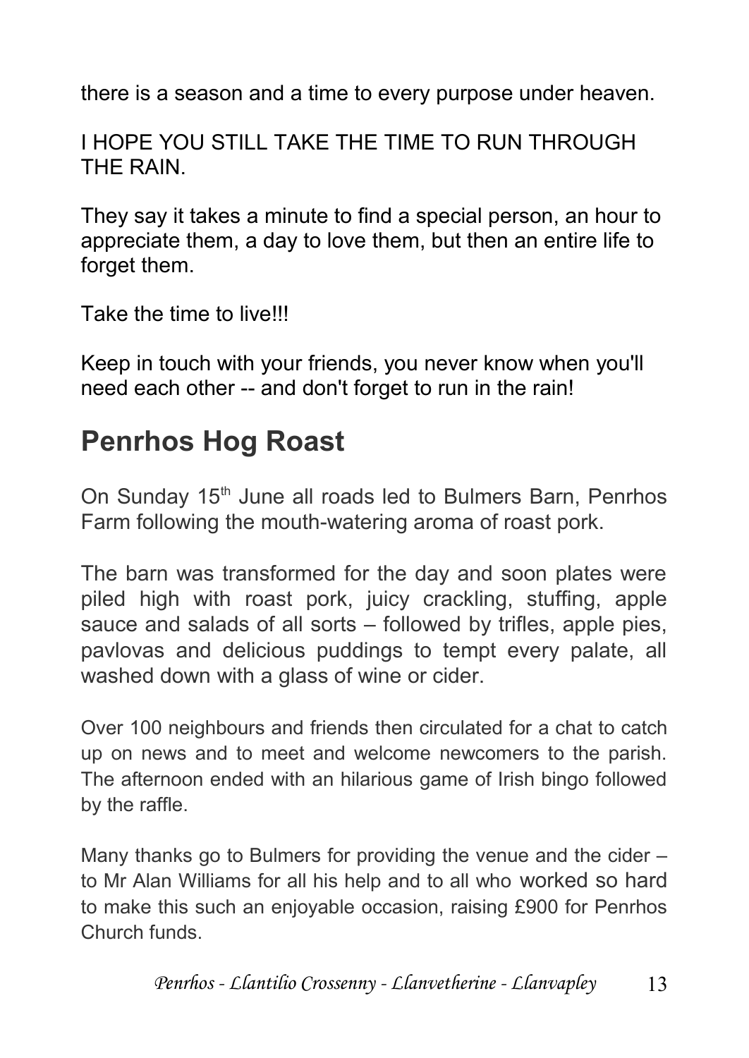there is a season and a time to every purpose under heaven.

I HOPE YOU STILL TAKE THE TIME TO RUN THROUGH THE RAIN.

They say it takes a minute to find a special person, an hour to appreciate them, a day to love them, but then an entire life to forget them.

Take the time to live!!!

Keep in touch with your friends, you never know when you'll need each other -- and don't forget to run in the rain!

## Penrhos Hog Roast

On Sunday 15th June all roads led to Bulmers Barn, Penrhos Farm following the mouth-watering aroma of roast pork.

The barn was transformed for the day and soon plates were piled high with roast pork, juicy crackling, stuffing, apple sauce and salads of all sorts – followed by trifles, apple pies, pavlovas and delicious puddings to tempt every palate, all washed down with a glass of wine or cider.

Over 100 neighbours and friends then circulated for a chat to catch up on news and to meet and welcome newcomers to the parish. The afternoon ended with an hilarious game of Irish bingo followed by the raffle.

Many thanks go to Bulmers for providing the venue and the cider – to Mr Alan Williams for all his help and to all who worked so hard to make this such an enjoyable occasion, raising £900 for Penrhos Church funds.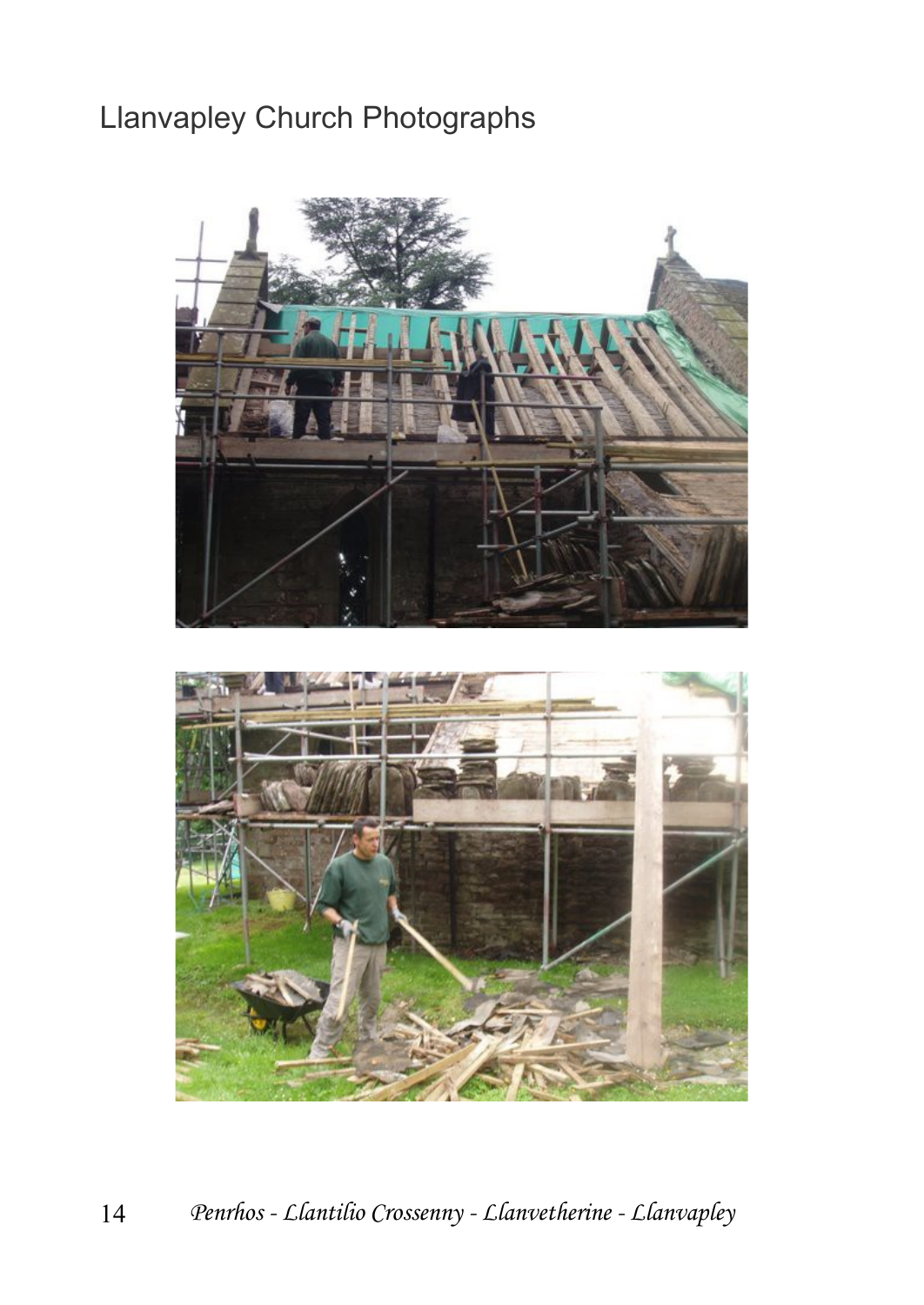# Llanvapley Church Photographs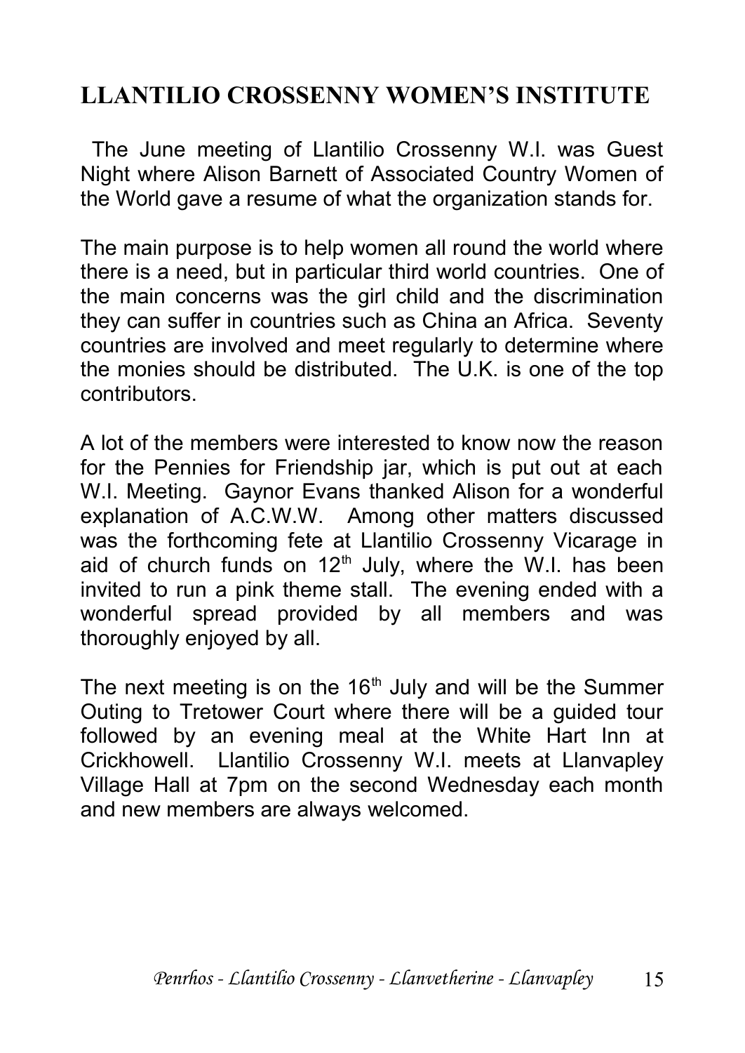# LLANTILIO CROSSENNY WOMEN'S INSTITUTE

The June meeting of Llantilio Crossenny W.I. was Guest Night where Alison Barnett of Associated Country Women of the World gave a resume of what the organization stands for.

The main purpose is to help women all round the world where there is a need, but in particular third world countries. One of the main concerns was the girl child and the discrimination they can suffer in countries such as China an Africa. Seventy countries are involved and meet regularly to determine where the monies should be distributed. The U.K. is one of the top contributors.

A lot of the members were interested to know now the reason for the Pennies for Friendship jar, which is put out at each W.I. Meeting. Gaynor Evans thanked Alison for a wonderful explanation of A.C.W.W. Among other matters discussed was the forthcoming fete at Llantilio Crossenny Vicarage in aid of church funds on 12th July, where the W.I. has been invited to run a pink theme stall. The evening ended with a wonderful spread provided by all members and was thoroughly enjoyed by all.

The next meeting is on the 16th July and will be the Summer Outing to Tretower Court where there will be a guided tour followed by an evening meal at the White Hart Inn at Crickhowell. Llantilio Crossenny W.I. meets at Llanvapley Village Hall at 7pm on the second Wednesday each month and new members are always welcomed.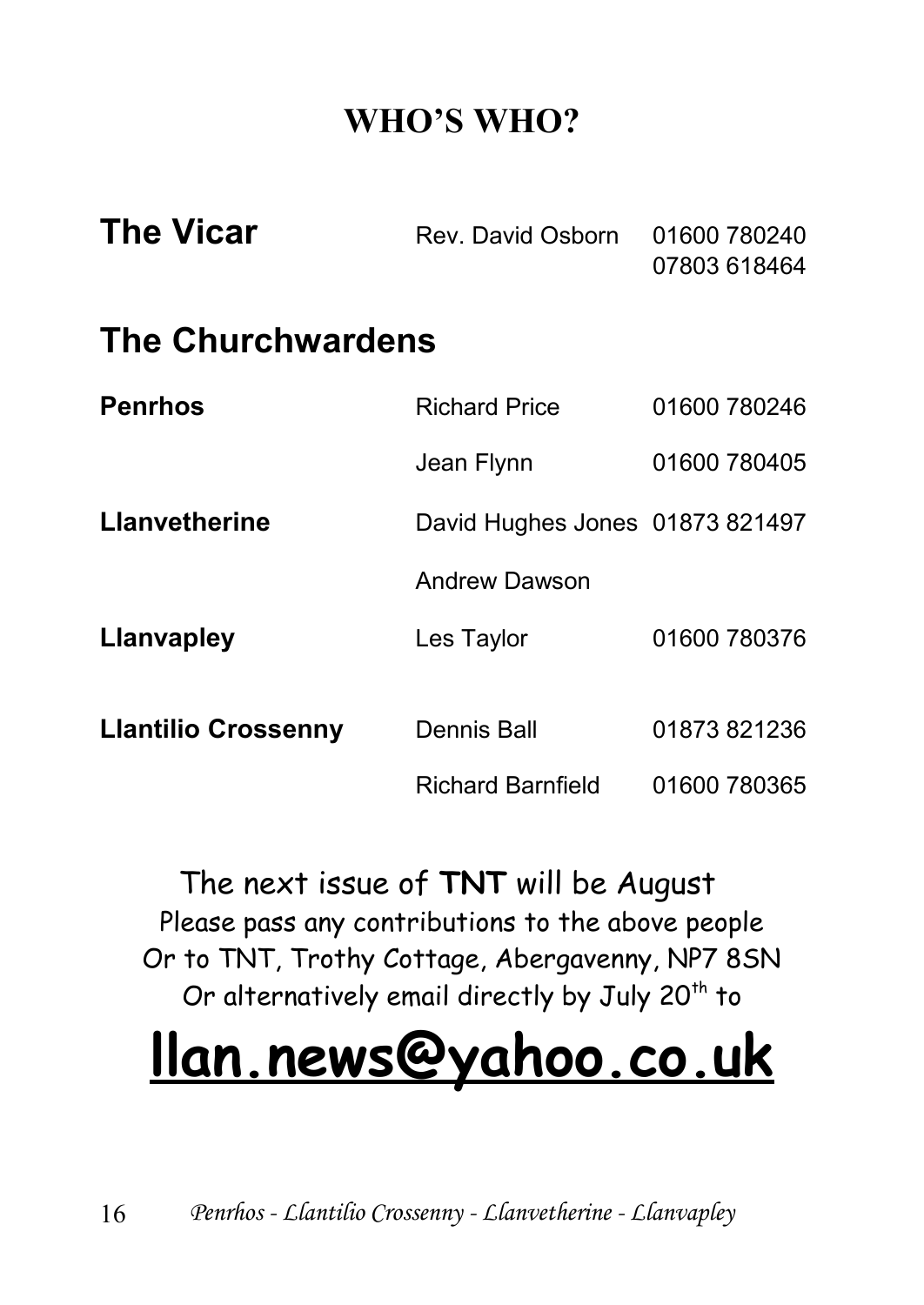# WHO'S WHO?

## The Vicar

Rev. David Osborn 01600 780240
07803 618464

## The Churchwardens

| | | |
|---|---|---|
| **Penrhos** | Richard Price | 01600 780246 |
| | Jean Flynn | 01600 780405 |
| **Llanvetherine** | David Hughes Jones | 01873 821497 |
| | Andrew Dawson | |
| **Llanvapley** | Les Taylor | 01600 780376 |
| **Llantilio Crossenny** | Dennis Ball | 01873 821236 |
| | Richard Barnfield | 01600 780365 |

The next issue of **TNT** will be August
Please pass any contributions to the above people
Or to TNT, Trothy Cottage, Abergavenny, NP7 8SN
Or alternatively email directly by July 20th to

# llan.news@yahoo.co.uk